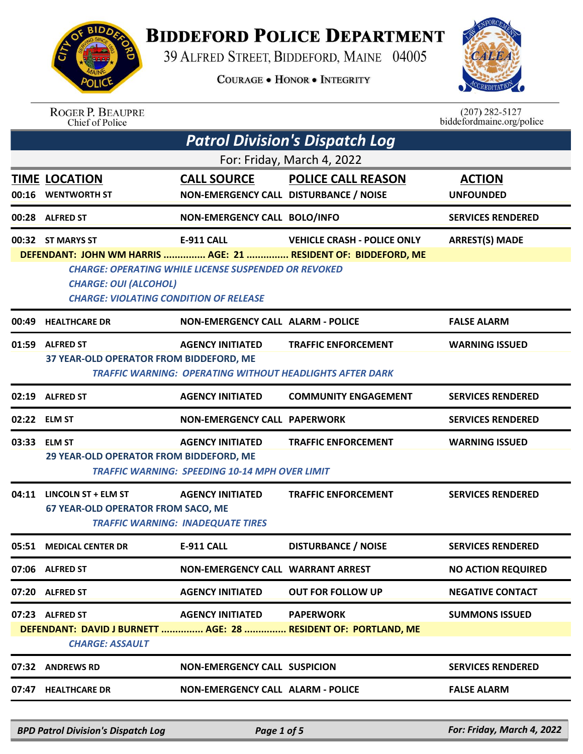# BIDDEFORD POLICE DEPARTMENT

39 ALFRED STREET, BIDDEFORD, MAINE 04005

COURAGE • HONOR • INTEGRITY

ROGER P. BEAUPRE
Chief of Police

(207) 282-5127
biddefordmaine.org/police

## Patrol Division's Dispatch Log

For: Friday, March 4, 2022

| TIME | LOCATION | CALL SOURCE | POLICE CALL REASON | ACTION |
|---|---|---|---|---|
| 00:16 | WENTWORTH ST | NON-EMERGENCY CALL | DISTURBANCE / NOISE | UNFOUNDED |
| 00:28 | ALFRED ST | NON-EMERGENCY CALL | BOLO/INFO | SERVICES RENDERED |
| 00:32 | ST MARYS ST | E-911 CALL | VEHICLE CRASH - POLICE ONLY | ARREST(S) MADE |

**DEFENDANT: JOHN WM HARRIS ............... AGE: 21 ............... RESIDENT OF: BIDDEFORD, ME**

*CHARGE: OPERATING WHILE LICENSE SUSPENDED OR REVOKED*
*CHARGE: OUI (ALCOHOL)*
*CHARGE: VIOLATING CONDITION OF RELEASE*

| TIME | LOCATION | CALL SOURCE | POLICE CALL REASON | ACTION |
|---|---|---|---|---|
| 00:49 | HEALTHCARE DR | NON-EMERGENCY CALL | ALARM - POLICE | FALSE ALARM |
| 01:59 | ALFRED ST | AGENCY INITIATED | TRAFFIC ENFORCEMENT | WARNING ISSUED |

**37 YEAR-OLD OPERATOR FROM BIDDEFORD, ME**
*TRAFFIC WARNING: OPERATING WITHOUT HEADLIGHTS AFTER DARK*

| TIME | LOCATION | CALL SOURCE | POLICE CALL REASON | ACTION |
|---|---|---|---|---|
| 02:19 | ALFRED ST | AGENCY INITIATED | COMMUNITY ENGAGEMENT | SERVICES RENDERED |
| 02:22 | ELM ST | NON-EMERGENCY CALL | PAPERWORK | SERVICES RENDERED |
| 03:33 | ELM ST | AGENCY INITIATED | TRAFFIC ENFORCEMENT | WARNING ISSUED |

**29 YEAR-OLD OPERATOR FROM BIDDEFORD, ME**
*TRAFFIC WARNING: SPEEDING 10-14 MPH OVER LIMIT*

| TIME | LOCATION | CALL SOURCE | POLICE CALL REASON | ACTION |
|---|---|---|---|---|
| 04:11 | LINCOLN ST + ELM ST | AGENCY INITIATED | TRAFFIC ENFORCEMENT | SERVICES RENDERED |

**67 YEAR-OLD OPERATOR FROM SACO, ME**
*TRAFFIC WARNING: INADEQUATE TIRES*

| TIME | LOCATION | CALL SOURCE | POLICE CALL REASON | ACTION |
|---|---|---|---|---|
| 05:51 | MEDICAL CENTER DR | E-911 CALL | DISTURBANCE / NOISE | SERVICES RENDERED |
| 07:06 | ALFRED ST | NON-EMERGENCY CALL | WARRANT ARREST | NO ACTION REQUIRED |
| 07:20 | ALFRED ST | AGENCY INITIATED | OUT FOR FOLLOW UP | NEGATIVE CONTACT |
| 07:23 | ALFRED ST | AGENCY INITIATED | PAPERWORK | SUMMONS ISSUED |

**DEFENDANT: DAVID J BURNETT ............... AGE: 28 ............... RESIDENT OF: PORTLAND, ME**

*CHARGE: ASSAULT*

| TIME | LOCATION | CALL SOURCE | POLICE CALL REASON | ACTION |
|---|---|---|---|---|
| 07:32 | ANDREWS RD | NON-EMERGENCY CALL | SUSPICION | SERVICES RENDERED |
| 07:47 | HEALTHCARE DR | NON-EMERGENCY CALL | ALARM - POLICE | FALSE ALARM |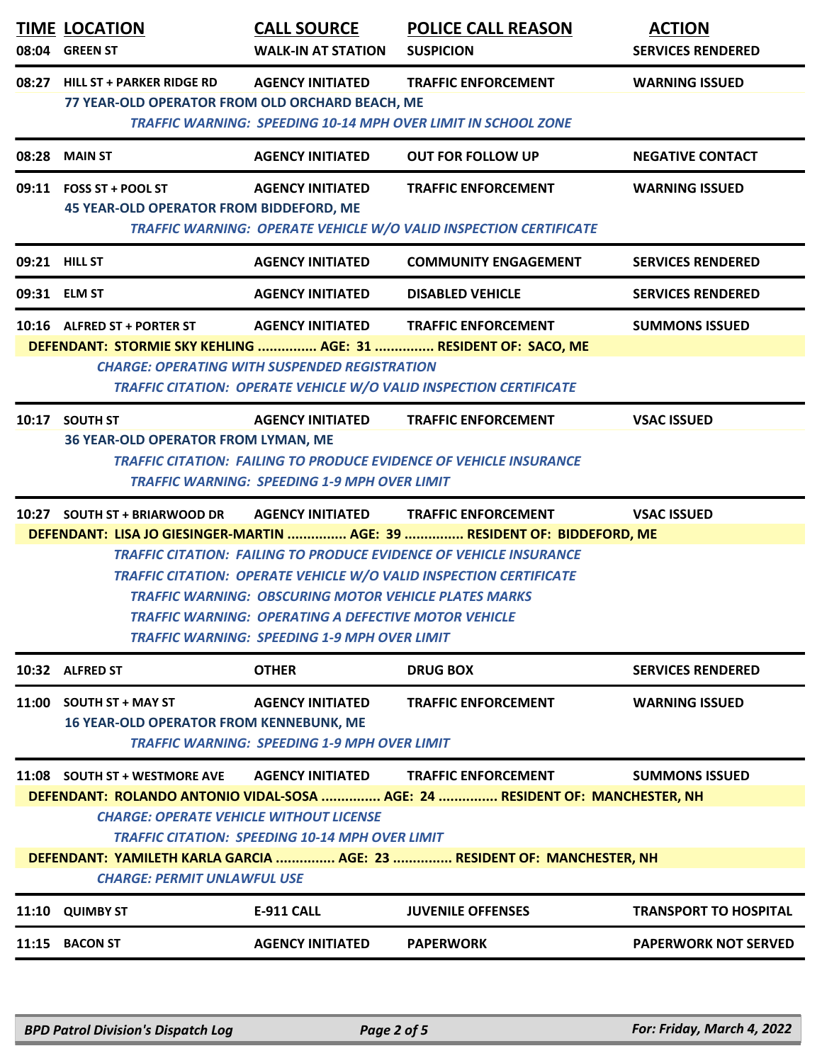| TIME | LOCATION | CALL SOURCE | POLICE CALL REASON | ACTION |
|---|---|---|---|---|
| 08:04 | GREEN ST | WALK-IN AT STATION | SUSPICION | SERVICES RENDERED |
| 08:27 | HILL ST + PARKER RIDGE RD | AGENCY INITIATED | TRAFFIC ENFORCEMENT | WARNING ISSUED |
| | 77 YEAR-OLD OPERATOR FROM OLD ORCHARD BEACH, ME<br>*TRAFFIC WARNING: SPEEDING 10-14 MPH OVER LIMIT IN SCHOOL ZONE* | | | |
| 08:28 | MAIN ST | AGENCY INITIATED | OUT FOR FOLLOW UP | NEGATIVE CONTACT |
| 09:11 | FOSS ST + POOL ST | AGENCY INITIATED | TRAFFIC ENFORCEMENT | WARNING ISSUED |
| | 45 YEAR-OLD OPERATOR FROM BIDDEFORD, ME<br>*TRAFFIC WARNING: OPERATE VEHICLE W/O VALID INSPECTION CERTIFICATE* | | | |
| 09:21 | HILL ST | AGENCY INITIATED | COMMUNITY ENGAGEMENT | SERVICES RENDERED |
| 09:31 | ELM ST | AGENCY INITIATED | DISABLED VEHICLE | SERVICES RENDERED |
| 10:16 | ALFRED ST + PORTER ST | AGENCY INITIATED | TRAFFIC ENFORCEMENT | SUMMONS ISSUED |
| | DEFENDANT: STORMIE SKY KEHLING ............... AGE: 31 ............... RESIDENT OF: SACO, ME<br>*CHARGE: OPERATING WITH SUSPENDED REGISTRATION*<br>*TRAFFIC CITATION: OPERATE VEHICLE W/O VALID INSPECTION CERTIFICATE* | | | |
| 10:17 | SOUTH ST | AGENCY INITIATED | TRAFFIC ENFORCEMENT | VSAC ISSUED |
| | 36 YEAR-OLD OPERATOR FROM LYMAN, ME<br>*TRAFFIC CITATION: FAILING TO PRODUCE EVIDENCE OF VEHICLE INSURANCE*<br>*TRAFFIC WARNING: SPEEDING 1-9 MPH OVER LIMIT* | | | |
| 10:27 | SOUTH ST + BRIARWOOD DR | AGENCY INITIATED | TRAFFIC ENFORCEMENT | VSAC ISSUED |
| | DEFENDANT: LISA JO GIESINGER-MARTIN ............... AGE: 39 ............... RESIDENT OF: BIDDEFORD, ME<br>*TRAFFIC CITATION: FAILING TO PRODUCE EVIDENCE OF VEHICLE INSURANCE*<br>*TRAFFIC CITATION: OPERATE VEHICLE W/O VALID INSPECTION CERTIFICATE*<br>*TRAFFIC WARNING: OBSCURING MOTOR VEHICLE PLATES MARKS*<br>*TRAFFIC WARNING: OPERATING A DEFECTIVE MOTOR VEHICLE*<br>*TRAFFIC WARNING: SPEEDING 1-9 MPH OVER LIMIT* | | | |
| 10:32 | ALFRED ST | OTHER | DRUG BOX | SERVICES RENDERED |
| 11:00 | SOUTH ST + MAY ST | AGENCY INITIATED | TRAFFIC ENFORCEMENT | WARNING ISSUED |
| | 16 YEAR-OLD OPERATOR FROM KENNEBUNK, ME<br>*TRAFFIC WARNING: SPEEDING 1-9 MPH OVER LIMIT* | | | |
| 11:08 | SOUTH ST + WESTMORE AVE | AGENCY INITIATED | TRAFFIC ENFORCEMENT | SUMMONS ISSUED |
| | DEFENDANT: ROLANDO ANTONIO VIDAL-SOSA ............... AGE: 24 ............... RESIDENT OF: MANCHESTER, NH<br>*CHARGE: OPERATE VEHICLE WITHOUT LICENSE*<br>*TRAFFIC CITATION: SPEEDING 10-14 MPH OVER LIMIT*<br>DEFENDANT: YAMILETH KARLA GARCIA ............... AGE: 23 ............... RESIDENT OF: MANCHESTER, NH<br>*CHARGE: PERMIT UNLAWFUL USE* | | | |
| 11:10 | QUIMBY ST | E-911 CALL | JUVENILE OFFENSES | TRANSPORT TO HOSPITAL |
| 11:15 | BACON ST | AGENCY INITIATED | PAPERWORK | PAPERWORK NOT SERVED |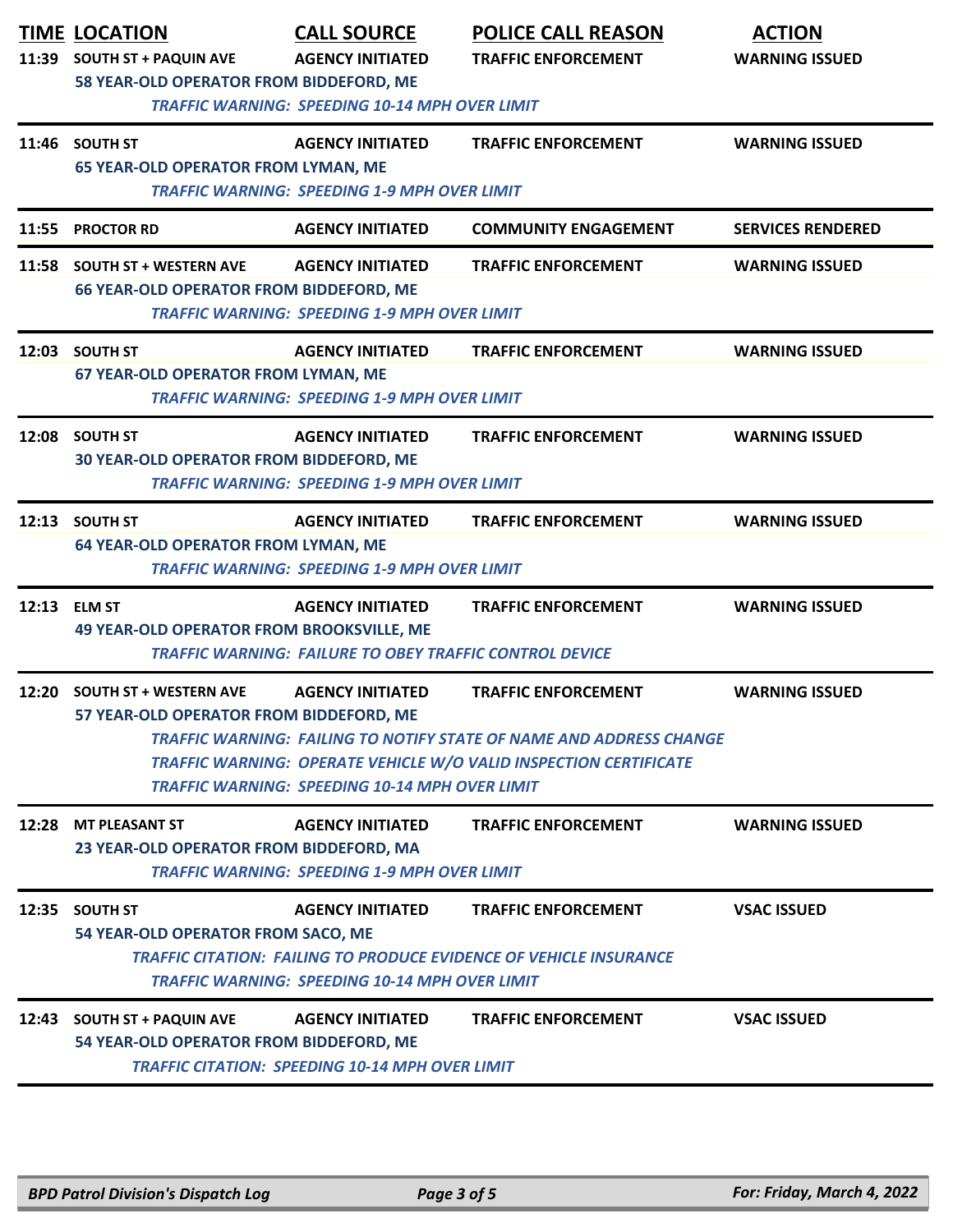| TIME | LOCATION | CALL SOURCE | POLICE CALL REASON | ACTION |
|---|---|---|---|---|
| 11:39 | SOUTH ST + PAQUIN AVE | AGENCY INITIATED | TRAFFIC ENFORCEMENT | WARNING ISSUED |
| | 58 YEAR-OLD OPERATOR FROM BIDDEFORD, ME | | | |
| | *TRAFFIC WARNING: SPEEDING 10-14 MPH OVER LIMIT* | | | |
| 11:46 | SOUTH ST | AGENCY INITIATED | TRAFFIC ENFORCEMENT | WARNING ISSUED |
| | 65 YEAR-OLD OPERATOR FROM LYMAN, ME | | | |
| | *TRAFFIC WARNING: SPEEDING 1-9 MPH OVER LIMIT* | | | |
| 11:55 | PROCTOR RD | AGENCY INITIATED | COMMUNITY ENGAGEMENT | SERVICES RENDERED |
| 11:58 | SOUTH ST + WESTERN AVE | AGENCY INITIATED | TRAFFIC ENFORCEMENT | WARNING ISSUED |
| | 66 YEAR-OLD OPERATOR FROM BIDDEFORD, ME | | | |
| | *TRAFFIC WARNING: SPEEDING 1-9 MPH OVER LIMIT* | | | |
| 12:03 | SOUTH ST | AGENCY INITIATED | TRAFFIC ENFORCEMENT | WARNING ISSUED |
| | 67 YEAR-OLD OPERATOR FROM LYMAN, ME | | | |
| | *TRAFFIC WARNING: SPEEDING 1-9 MPH OVER LIMIT* | | | |
| 12:08 | SOUTH ST | AGENCY INITIATED | TRAFFIC ENFORCEMENT | WARNING ISSUED |
| | 30 YEAR-OLD OPERATOR FROM BIDDEFORD, ME | | | |
| | *TRAFFIC WARNING: SPEEDING 1-9 MPH OVER LIMIT* | | | |
| 12:13 | SOUTH ST | AGENCY INITIATED | TRAFFIC ENFORCEMENT | WARNING ISSUED |
| | 64 YEAR-OLD OPERATOR FROM LYMAN, ME | | | |
| | *TRAFFIC WARNING: SPEEDING 1-9 MPH OVER LIMIT* | | | |
| 12:13 | ELM ST | AGENCY INITIATED | TRAFFIC ENFORCEMENT | WARNING ISSUED |
| | 49 YEAR-OLD OPERATOR FROM BROOKSVILLE, ME | | | |
| | *TRAFFIC WARNING: FAILURE TO OBEY TRAFFIC CONTROL DEVICE* | | | |
| 12:20 | SOUTH ST + WESTERN AVE | AGENCY INITIATED | TRAFFIC ENFORCEMENT | WARNING ISSUED |
| | 57 YEAR-OLD OPERATOR FROM BIDDEFORD, ME | | | |
| | *TRAFFIC WARNING: FAILING TO NOTIFY STATE OF NAME AND ADDRESS CHANGE* | | | |
| | *TRAFFIC WARNING: OPERATE VEHICLE W/O VALID INSPECTION CERTIFICATE* | | | |
| | *TRAFFIC WARNING: SPEEDING 10-14 MPH OVER LIMIT* | | | |
| 12:28 | MT PLEASANT ST | AGENCY INITIATED | TRAFFIC ENFORCEMENT | WARNING ISSUED |
| | 23 YEAR-OLD OPERATOR FROM BIDDEFORD, MA | | | |
| | *TRAFFIC WARNING: SPEEDING 1-9 MPH OVER LIMIT* | | | |
| 12:35 | SOUTH ST | AGENCY INITIATED | TRAFFIC ENFORCEMENT | VSAC ISSUED |
| | 54 YEAR-OLD OPERATOR FROM SACO, ME | | | |
| | *TRAFFIC CITATION: FAILING TO PRODUCE EVIDENCE OF VEHICLE INSURANCE* | | | |
| | *TRAFFIC WARNING: SPEEDING 10-14 MPH OVER LIMIT* | | | |
| 12:43 | SOUTH ST + PAQUIN AVE | AGENCY INITIATED | TRAFFIC ENFORCEMENT | VSAC ISSUED |
| | 54 YEAR-OLD OPERATOR FROM BIDDEFORD, ME | | | |
| | *TRAFFIC CITATION: SPEEDING 10-14 MPH OVER LIMIT* | | | |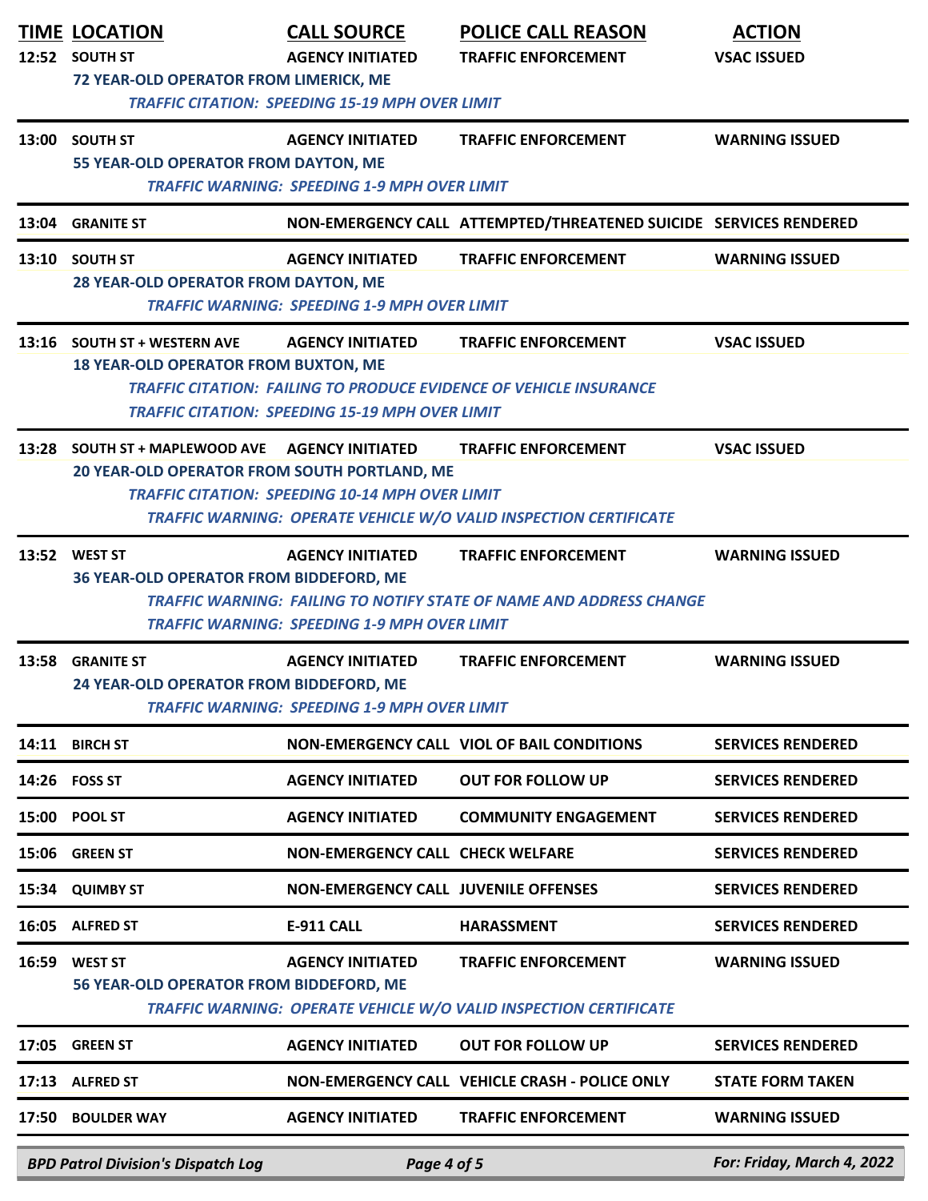| TIME | LOCATION | CALL SOURCE | POLICE CALL REASON | ACTION |
|---|---|---|---|---|
| 12:52 | SOUTH ST | AGENCY INITIATED | TRAFFIC ENFORCEMENT | VSAC ISSUED |
| | 72 YEAR-OLD OPERATOR FROM LIMERICK, ME | | | |
| | *TRAFFIC CITATION: SPEEDING 15-19 MPH OVER LIMIT* | | | |
| 13:00 | SOUTH ST | AGENCY INITIATED | TRAFFIC ENFORCEMENT | WARNING ISSUED |
| | 55 YEAR-OLD OPERATOR FROM DAYTON, ME | | | |
| | *TRAFFIC WARNING: SPEEDING 1-9 MPH OVER LIMIT* | | | |
| 13:04 | GRANITE ST | NON-EMERGENCY CALL | ATTEMPTED/THREATENED SUICIDE | SERVICES RENDERED |
| 13:10 | SOUTH ST | AGENCY INITIATED | TRAFFIC ENFORCEMENT | WARNING ISSUED |
| | 28 YEAR-OLD OPERATOR FROM DAYTON, ME | | | |
| | *TRAFFIC WARNING: SPEEDING 1-9 MPH OVER LIMIT* | | | |
| 13:16 | SOUTH ST + WESTERN AVE | AGENCY INITIATED | TRAFFIC ENFORCEMENT | VSAC ISSUED |
| | 18 YEAR-OLD OPERATOR FROM BUXTON, ME | | | |
| | *TRAFFIC CITATION: FAILING TO PRODUCE EVIDENCE OF VEHICLE INSURANCE* | | | |
| | *TRAFFIC CITATION: SPEEDING 15-19 MPH OVER LIMIT* | | | |
| 13:28 | SOUTH ST + MAPLEWOOD AVE | AGENCY INITIATED | TRAFFIC ENFORCEMENT | VSAC ISSUED |
| | 20 YEAR-OLD OPERATOR FROM SOUTH PORTLAND, ME | | | |
| | *TRAFFIC CITATION: SPEEDING 10-14 MPH OVER LIMIT* | | | |
| | *TRAFFIC WARNING: OPERATE VEHICLE W/O VALID INSPECTION CERTIFICATE* | | | |
| 13:52 | WEST ST | AGENCY INITIATED | TRAFFIC ENFORCEMENT | WARNING ISSUED |
| | 36 YEAR-OLD OPERATOR FROM BIDDEFORD, ME | | | |
| | *TRAFFIC WARNING: FAILING TO NOTIFY STATE OF NAME AND ADDRESS CHANGE* | | | |
| | *TRAFFIC WARNING: SPEEDING 1-9 MPH OVER LIMIT* | | | |
| 13:58 | GRANITE ST | AGENCY INITIATED | TRAFFIC ENFORCEMENT | WARNING ISSUED |
| | 24 YEAR-OLD OPERATOR FROM BIDDEFORD, ME | | | |
| | *TRAFFIC WARNING: SPEEDING 1-9 MPH OVER LIMIT* | | | |
| 14:11 | BIRCH ST | NON-EMERGENCY CALL | VIOL OF BAIL CONDITIONS | SERVICES RENDERED |
| 14:26 | FOSS ST | AGENCY INITIATED | OUT FOR FOLLOW UP | SERVICES RENDERED |
| 15:00 | POOL ST | AGENCY INITIATED | COMMUNITY ENGAGEMENT | SERVICES RENDERED |
| 15:06 | GREEN ST | NON-EMERGENCY CALL | CHECK WELFARE | SERVICES RENDERED |
| 15:34 | QUIMBY ST | NON-EMERGENCY CALL | JUVENILE OFFENSES | SERVICES RENDERED |
| 16:05 | ALFRED ST | E-911 CALL | HARASSMENT | SERVICES RENDERED |
| 16:59 | WEST ST | AGENCY INITIATED | TRAFFIC ENFORCEMENT | WARNING ISSUED |
| | 56 YEAR-OLD OPERATOR FROM BIDDEFORD, ME | | | |
| | *TRAFFIC WARNING: OPERATE VEHICLE W/O VALID INSPECTION CERTIFICATE* | | | |
| 17:05 | GREEN ST | AGENCY INITIATED | OUT FOR FOLLOW UP | SERVICES RENDERED |
| 17:13 | ALFRED ST | NON-EMERGENCY CALL | VEHICLE CRASH - POLICE ONLY | STATE FORM TAKEN |
| 17:50 | BOULDER WAY | AGENCY INITIATED | TRAFFIC ENFORCEMENT | WARNING ISSUED |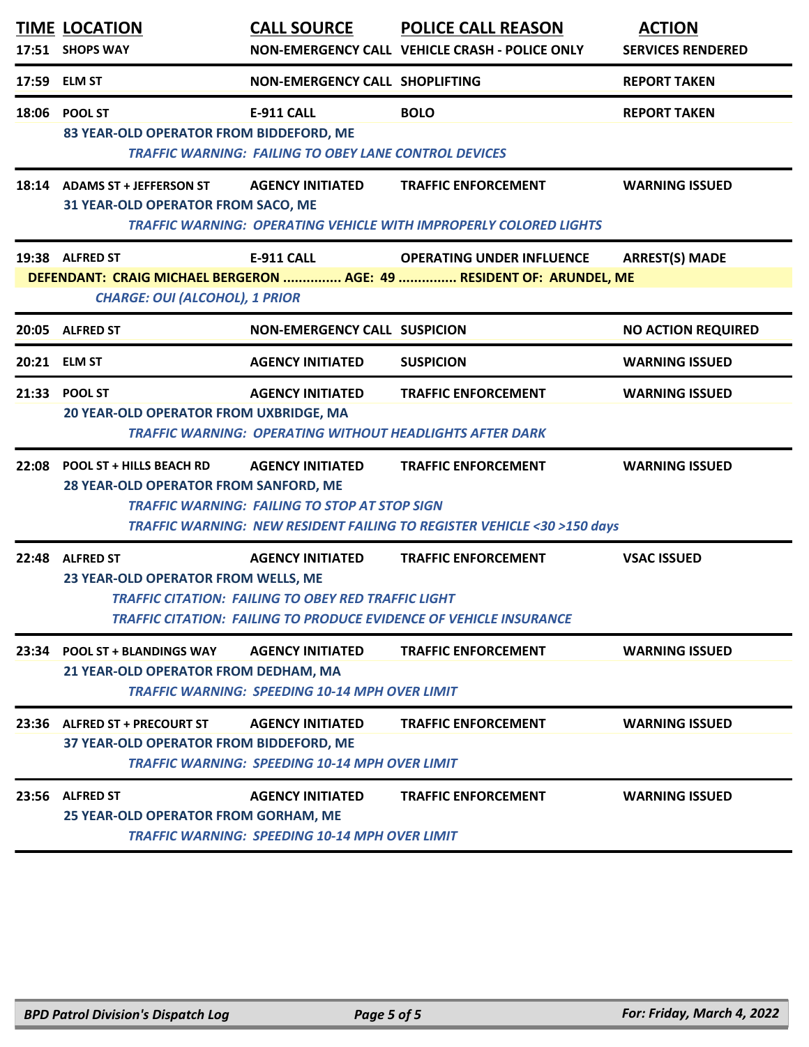| TIME | LOCATION | CALL SOURCE | POLICE CALL REASON | ACTION |
|---|---|---|---|---|
| 17:51 | SHOPS WAY | NON-EMERGENCY CALL | VEHICLE CRASH - POLICE ONLY | SERVICES RENDERED |
| 17:59 | ELM ST | NON-EMERGENCY CALL | SHOPLIFTING | REPORT TAKEN |
| 18:06 | POOL ST | E-911 CALL | BOLO | REPORT TAKEN |
| | 83 YEAR-OLD OPERATOR FROM BIDDEFORD, ME | | | |
| | *TRAFFIC WARNING: FAILING TO OBEY LANE CONTROL DEVICES* | | | |
| 18:14 | ADAMS ST + JEFFERSON ST | AGENCY INITIATED | TRAFFIC ENFORCEMENT | WARNING ISSUED |
| | 31 YEAR-OLD OPERATOR FROM SACO, ME | | | |
| | *TRAFFIC WARNING: OPERATING VEHICLE WITH IMPROPERLY COLORED LIGHTS* | | | |
| 19:38 | ALFRED ST | E-911 CALL | OPERATING UNDER INFLUENCE | ARREST(S) MADE |
| | DEFENDANT: CRAIG MICHAEL BERGERON ............... AGE: 49 ............... RESIDENT OF: ARUNDEL, ME | | | |
| | *CHARGE: OUI (ALCOHOL), 1 PRIOR* | | | |
| 20:05 | ALFRED ST | NON-EMERGENCY CALL | SUSPICION | NO ACTION REQUIRED |
| 20:21 | ELM ST | AGENCY INITIATED | SUSPICION | WARNING ISSUED |
| 21:33 | POOL ST | AGENCY INITIATED | TRAFFIC ENFORCEMENT | WARNING ISSUED |
| | 20 YEAR-OLD OPERATOR FROM UXBRIDGE, MA | | | |
| | *TRAFFIC WARNING: OPERATING WITHOUT HEADLIGHTS AFTER DARK* | | | |
| 22:08 | POOL ST + HILLS BEACH RD | AGENCY INITIATED | TRAFFIC ENFORCEMENT | WARNING ISSUED |
| | 28 YEAR-OLD OPERATOR FROM SANFORD, ME | | | |
| | *TRAFFIC WARNING: FAILING TO STOP AT STOP SIGN* | | | |
| | *TRAFFIC WARNING: NEW RESIDENT FAILING TO REGISTER VEHICLE <30 >150 days* | | | |
| 22:48 | ALFRED ST | AGENCY INITIATED | TRAFFIC ENFORCEMENT | VSAC ISSUED |
| | 23 YEAR-OLD OPERATOR FROM WELLS, ME | | | |
| | *TRAFFIC CITATION: FAILING TO OBEY RED TRAFFIC LIGHT* | | | |
| | *TRAFFIC CITATION: FAILING TO PRODUCE EVIDENCE OF VEHICLE INSURANCE* | | | |
| 23:34 | POOL ST + BLANDINGS WAY | AGENCY INITIATED | TRAFFIC ENFORCEMENT | WARNING ISSUED |
| | 21 YEAR-OLD OPERATOR FROM DEDHAM, MA | | | |
| | *TRAFFIC WARNING: SPEEDING 10-14 MPH OVER LIMIT* | | | |
| 23:36 | ALFRED ST + PRECOURT ST | AGENCY INITIATED | TRAFFIC ENFORCEMENT | WARNING ISSUED |
| | 37 YEAR-OLD OPERATOR FROM BIDDEFORD, ME | | | |
| | *TRAFFIC WARNING: SPEEDING 10-14 MPH OVER LIMIT* | | | |
| 23:56 | ALFRED ST | AGENCY INITIATED | TRAFFIC ENFORCEMENT | WARNING ISSUED |
| | 25 YEAR-OLD OPERATOR FROM GORHAM, ME | | | |
| | *TRAFFIC WARNING: SPEEDING 10-14 MPH OVER LIMIT* | | | |